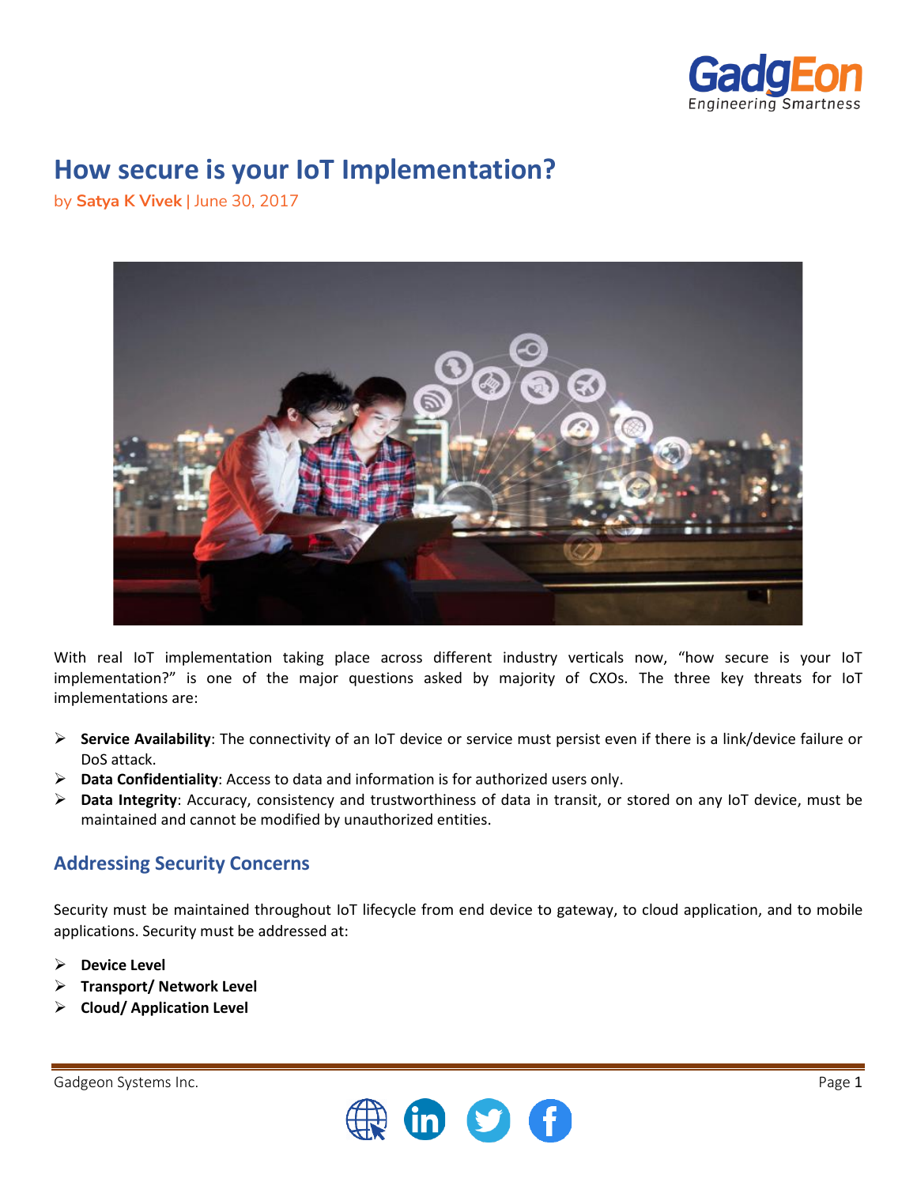# How secure is your IoT Implementation?

by **Satya K Vivek** | June 30, 2017

With real IoT implementation taking place across different industry verticals now, "how secure is your IoT implementation?" is one of the major questions asked by majority of CXOs. The three key threats for IoT implementations are:

- **Service Availability**: The connectivity of an IoT device or service must persist even if there is a link/device failure or DoS attack.
- **Data Confidentiality**: Access to data and information is for authorized users only.
- **Data Integrity**: Accuracy, consistency and trustworthiness of data in transit, or stored on any IoT device, must be maintained and cannot be modified by unauthorized entities.

## Addressing Security Concerns

Security must be maintained throughout IoT lifecycle from end device to gateway, to cloud application, and to mobile applications. Security must be addressed at:

- **Device Level**
- **Transport/ Network Level**
- **Cloud/ Application Level**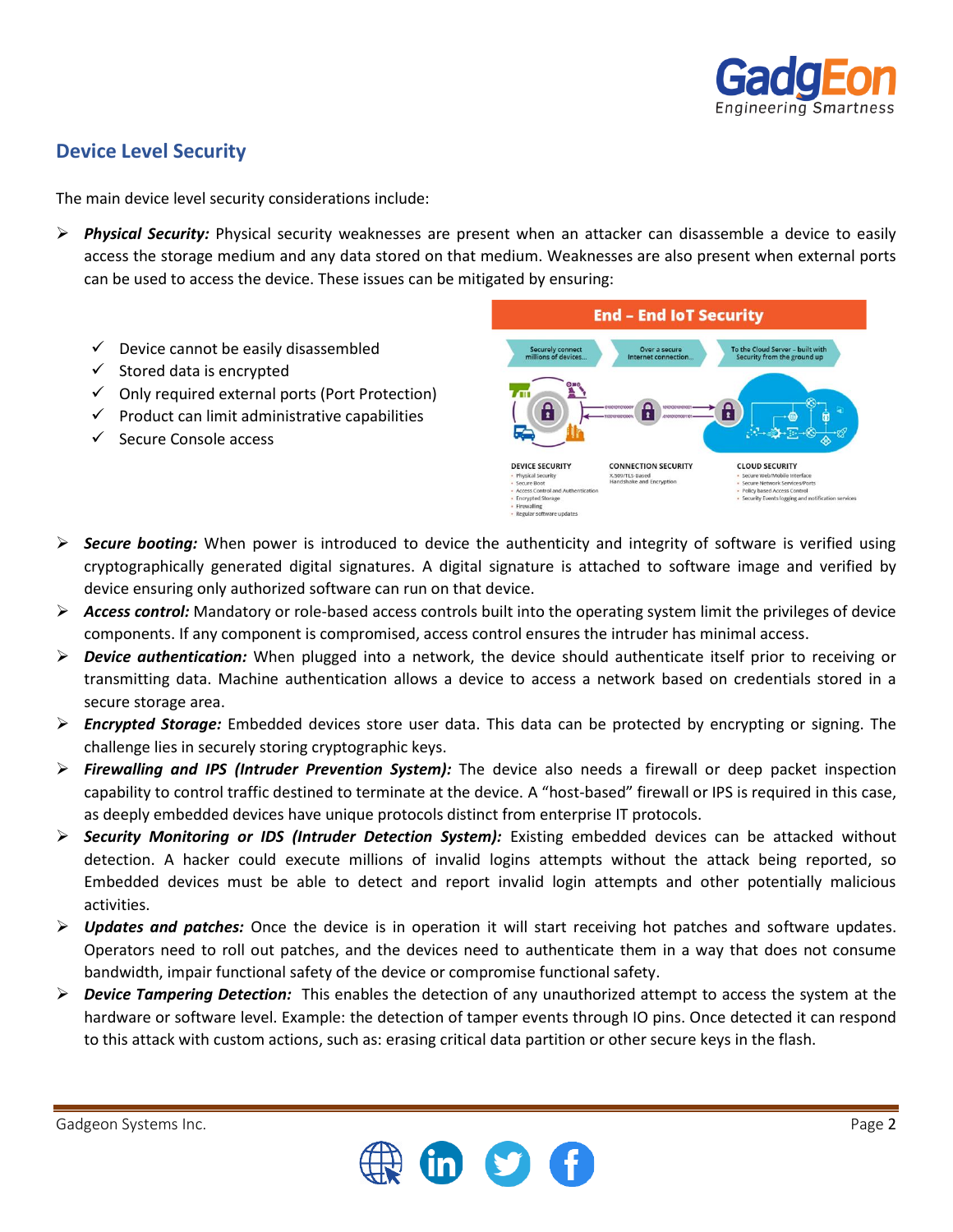## Device Level Security

The main device level security considerations include:

- ***Physical Security:*** Physical security weaknesses are present when an attacker can disassemble a device to easily access the storage medium and any data stored on that medium. Weaknesses are also present when external ports can be used to access the device. These issues can be mitigated by ensuring:
    - ✓ Device cannot be easily disassembled
    - ✓ Stored data is encrypted
    - ✓ Only required external ports (Port Protection)
    - ✓ Product can limit administrative capabilities
    - ✓ Secure Console access
- ***Secure booting:*** When power is introduced to device the authenticity and integrity of software is verified using cryptographically generated digital signatures. A digital signature is attached to software image and verified by device ensuring only authorized software can run on that device.
- ***Access control:*** Mandatory or role-based access controls built into the operating system limit the privileges of device components. If any component is compromised, access control ensures the intruder has minimal access.
- ***Device authentication:*** When plugged into a network, the device should authenticate itself prior to receiving or transmitting data. Machine authentication allows a device to access a network based on credentials stored in a secure storage area.
- ***Encrypted Storage:*** Embedded devices store user data. This data can be protected by encrypting or signing. The challenge lies in securely storing cryptographic keys.
- ***Firewalling and IPS (Intruder Prevention System):*** The device also needs a firewall or deep packet inspection capability to control traffic destined to terminate at the device. A "host-based" firewall or IPS is required in this case, as deeply embedded devices have unique protocols distinct from enterprise IT protocols.
- ***Security Monitoring or IDS (Intruder Detection System):*** Existing embedded devices can be attacked without detection. A hacker could execute millions of invalid logins attempts without the attack being reported, so Embedded devices must be able to detect and report invalid login attempts and other potentially malicious activities.
- ***Updates and patches:*** Once the device is in operation it will start receiving hot patches and software updates. Operators need to roll out patches, and the devices need to authenticate them in a way that does not consume bandwidth, impair functional safety of the device or compromise functional safety.
- ***Device Tampering Detection:*** This enables the detection of any unauthorized attempt to access the system at the hardware or software level. Example: the detection of tamper events through IO pins. Once detected it can respond to this attack with custom actions, such as: erasing critical data partition or other secure keys in the flash.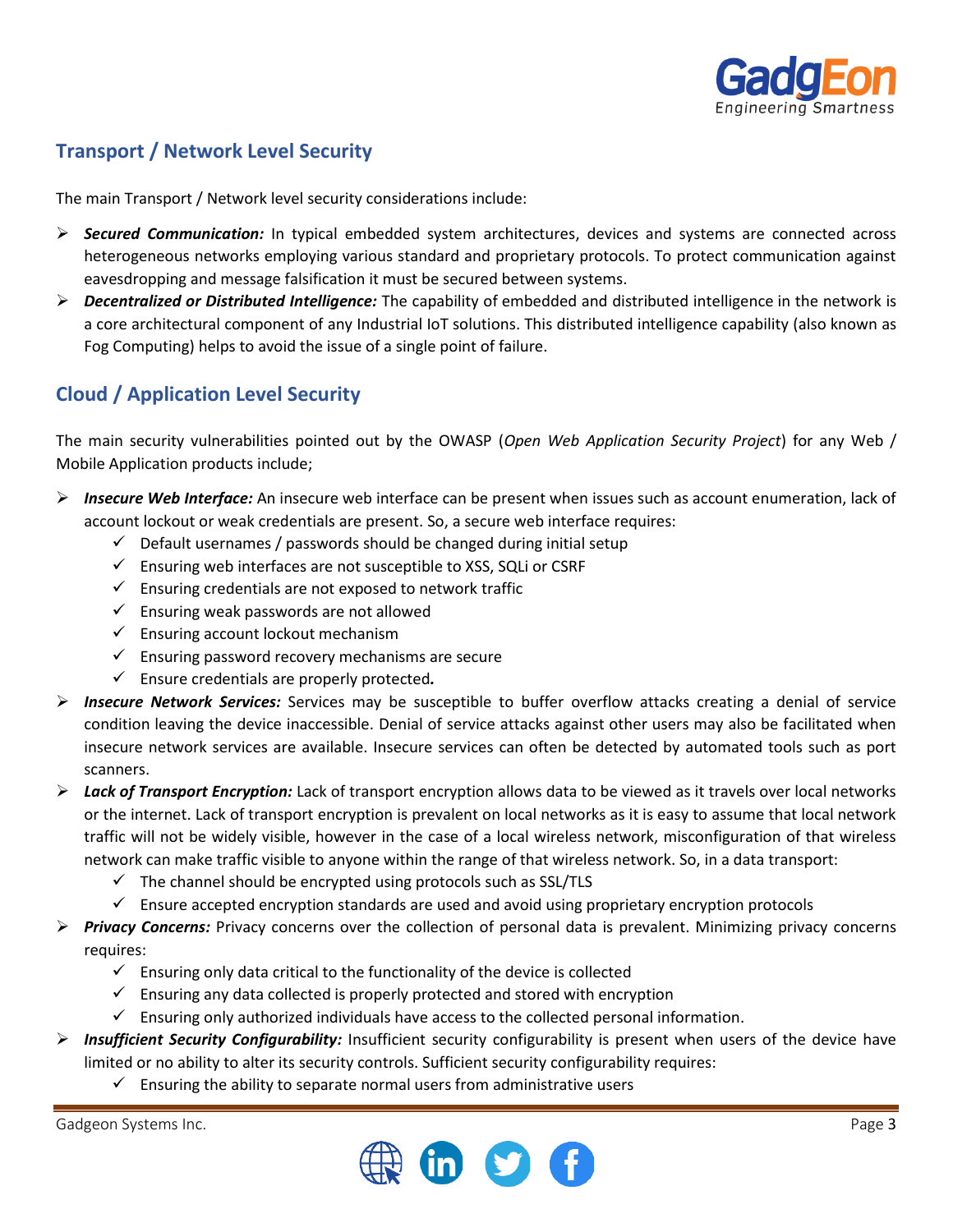## Transport / Network Level Security

The main Transport / Network level security considerations include:

- ***Secured Communication:*** In typical embedded system architectures, devices and systems are connected across heterogeneous networks employing various standard and proprietary protocols. To protect communication against eavesdropping and message falsification it must be secured between systems.
- ***Decentralized or Distributed Intelligence:*** The capability of embedded and distributed intelligence in the network is a core architectural component of any Industrial IoT solutions. This distributed intelligence capability (also known as Fog Computing) helps to avoid the issue of a single point of failure.

## Cloud / Application Level Security

The main security vulnerabilities pointed out by the OWASP (*Open Web Application Security Project*) for any Web / Mobile Application products include;

- ***Insecure Web Interface:*** An insecure web interface can be present when issues such as account enumeration, lack of account lockout or weak credentials are present. So, a secure web interface requires:
  - ✓ Default usernames / passwords should be changed during initial setup
  - ✓ Ensuring web interfaces are not susceptible to XSS, SQLi or CSRF
  - ✓ Ensuring credentials are not exposed to network traffic
  - ✓ Ensuring weak passwords are not allowed
  - ✓ Ensuring account lockout mechanism
  - ✓ Ensuring password recovery mechanisms are secure
  - ✓ Ensure credentials are properly protected***.***
- ***Insecure Network Services:*** Services may be susceptible to buffer overflow attacks creating a denial of service condition leaving the device inaccessible. Denial of service attacks against other users may also be facilitated when insecure network services are available. Insecure services can often be detected by automated tools such as port scanners.
- ***Lack of Transport Encryption:*** Lack of transport encryption allows data to be viewed as it travels over local networks or the internet. Lack of transport encryption is prevalent on local networks as it is easy to assume that local network traffic will not be widely visible, however in the case of a local wireless network, misconfiguration of that wireless network can make traffic visible to anyone within the range of that wireless network. So, in a data transport:
  - ✓ The channel should be encrypted using protocols such as SSL/TLS
  - ✓ Ensure accepted encryption standards are used and avoid using proprietary encryption protocols
- ***Privacy Concerns:*** Privacy concerns over the collection of personal data is prevalent. Minimizing privacy concerns requires:
  - ✓ Ensuring only data critical to the functionality of the device is collected
  - ✓ Ensuring any data collected is properly protected and stored with encryption
  - ✓ Ensuring only authorized individuals have access to the collected personal information.
- ***Insufficient Security Configurability:*** Insufficient security configurability is present when users of the device have limited or no ability to alter its security controls. Sufficient security configurability requires:
  - ✓ Ensuring the ability to separate normal users from administrative users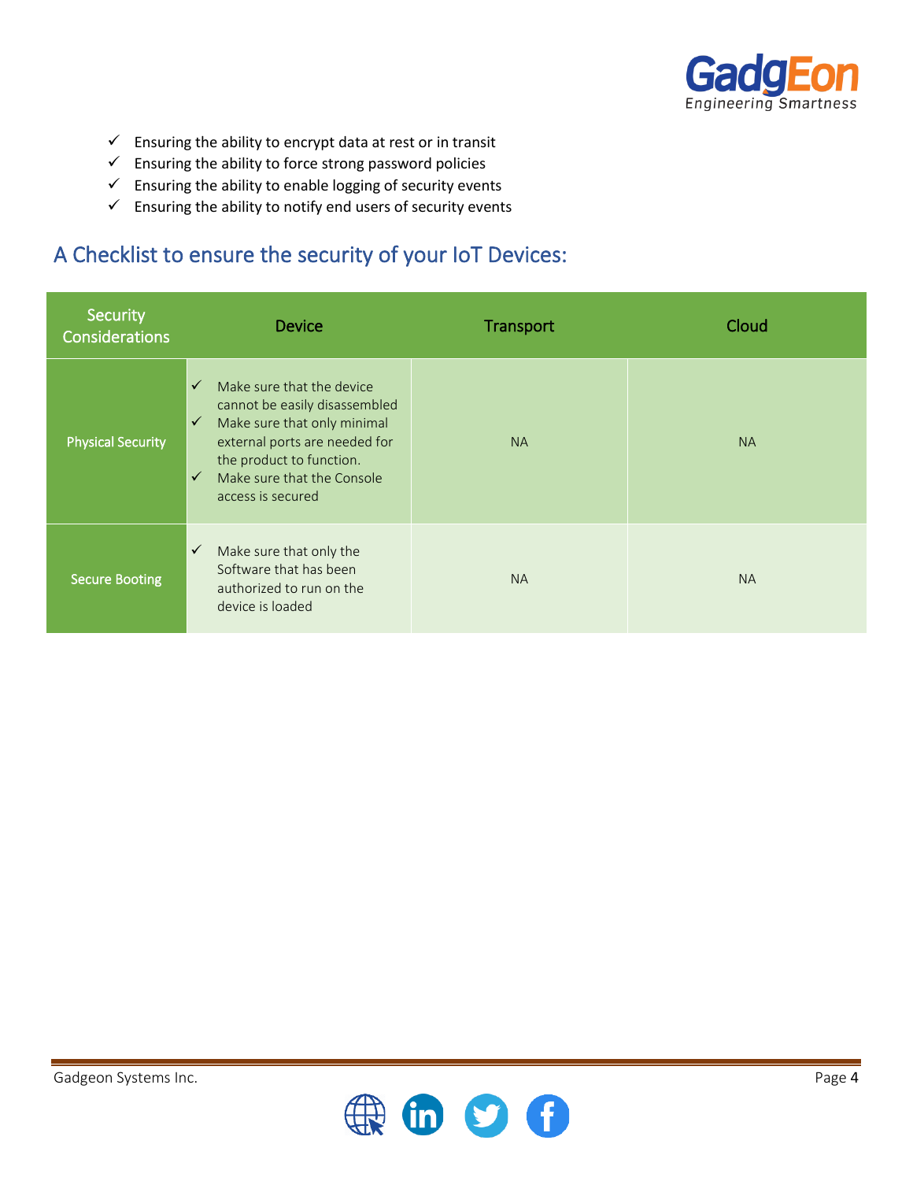- ✓ Ensuring the ability to encrypt data at rest or in transit
- ✓ Ensuring the ability to force strong password policies
- ✓ Ensuring the ability to enable logging of security events
- ✓ Ensuring the ability to notify end users of security events

## A Checklist to ensure the security of your IoT Devices:

| Security Considerations | Device | Transport | Cloud |
|---|---|---|---|
| Physical Security | ✓ Make sure that the device cannot be easily disassembled<br>✓ Make sure that only minimal external ports are needed for the product to function.<br>✓ Make sure that the Console access is secured | NA | NA |
| Secure Booting | ✓ Make sure that only the Software that has been authorized to run on the device is loaded | NA | NA |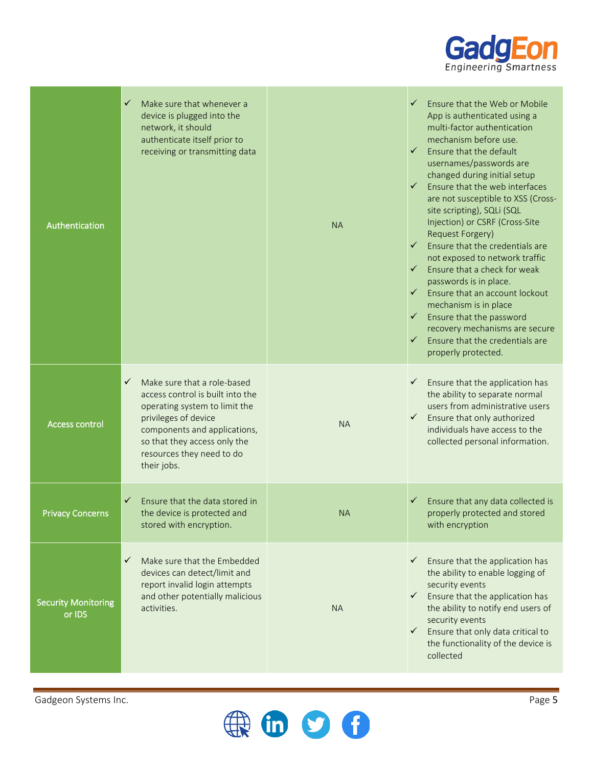| | | | |
|---|---|---|---|
| Authentication | ✓ Make sure that whenever a device is plugged into the network, it should authenticate itself prior to receiving or transmitting data | NA | ✓ Ensure that the Web or Mobile App is authenticated using a multi-factor authentication mechanism before use.<br>✓ Ensure that the default usernames/passwords are changed during initial setup<br>✓ Ensure that the web interfaces are not susceptible to XSS (Cross-site scripting), SQLi (SQL Injection) or CSRF (Cross-Site Request Forgery)<br>✓ Ensure that the credentials are not exposed to network traffic<br>✓ Ensure that a check for weak passwords is in place.<br>✓ Ensure that an account lockout mechanism is in place<br>✓ Ensure that the password recovery mechanisms are secure<br>✓ Ensure that the credentials are properly protected. |
| Access control | ✓ Make sure that a role-based access control is built into the operating system to limit the privileges of device components and applications, so that they access only the resources they need to do their jobs. | NA | ✓ Ensure that the application has the ability to separate normal users from administrative users<br>✓ Ensure that only authorized individuals have access to the collected personal information. |
| Privacy Concerns | ✓ Ensure that the data stored in the device is protected and stored with encryption. | NA | ✓ Ensure that any data collected is properly protected and stored with encryption |
| Security Monitoring or IDS | ✓ Make sure that the Embedded devices can detect/limit and report invalid login attempts and other potentially malicious activities. | NA | ✓ Ensure that the application has the ability to enable logging of security events<br>✓ Ensure that the application has the ability to notify end users of security events<br>✓ Ensure that only data critical to the functionality of the device is collected |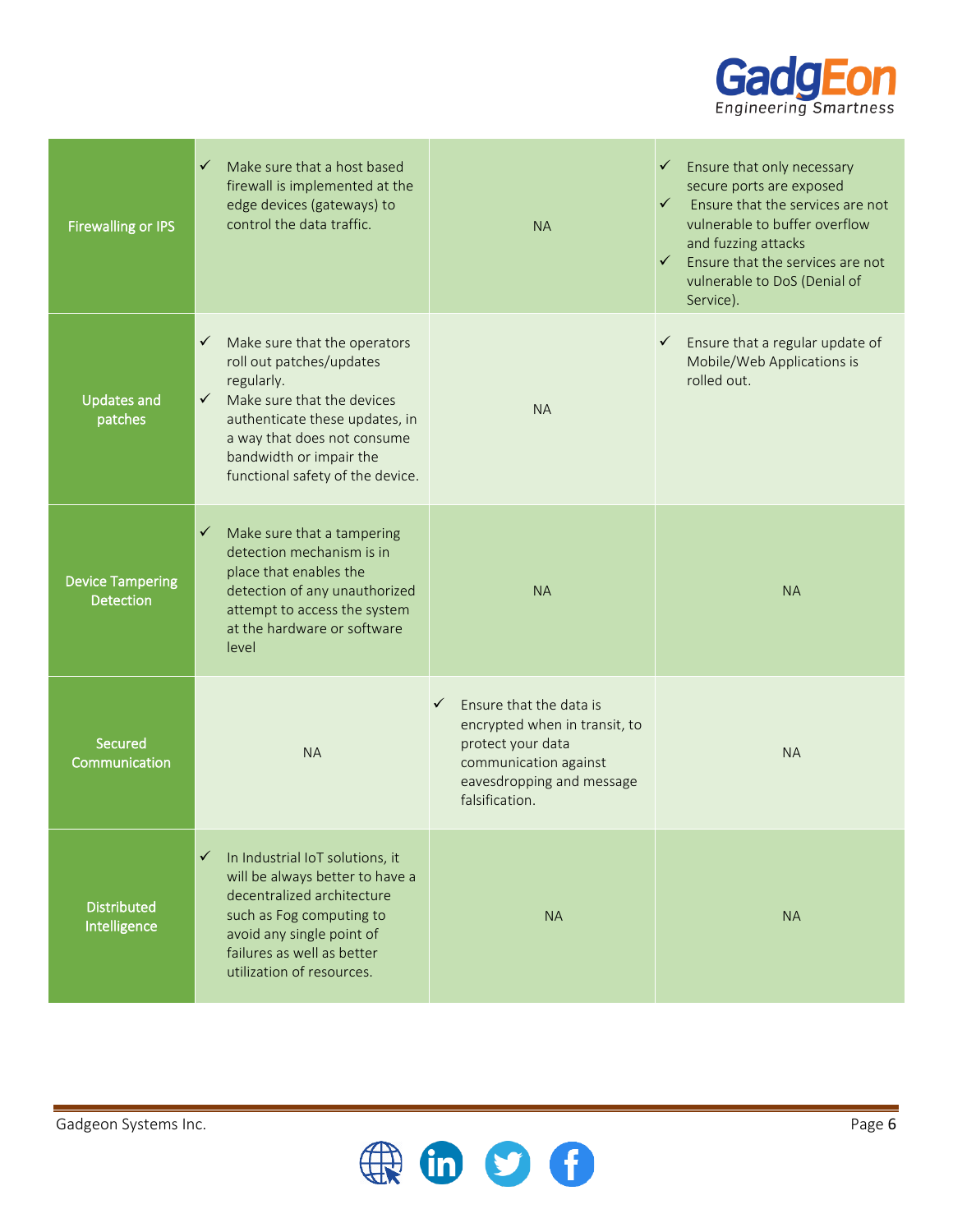| | | | |
|---|---|---|---|
| Firewalling or IPS | ✓ Make sure that a host based firewall is implemented at the edge devices (gateways) to control the data traffic. | NA | ✓ Ensure that only necessary secure ports are exposed<br>✓ Ensure that the services are not vulnerable to buffer overflow and fuzzing attacks<br>✓ Ensure that the services are not vulnerable to DoS (Denial of Service). |
| Updates and patches | ✓ Make sure that the operators roll out patches/updates regularly.<br>✓ Make sure that the devices authenticate these updates, in a way that does not consume bandwidth or impair the functional safety of the device. | NA | ✓ Ensure that a regular update of Mobile/Web Applications is rolled out. |
| Device Tampering Detection | ✓ Make sure that a tampering detection mechanism is in place that enables the detection of any unauthorized attempt to access the system at the hardware or software level | NA | NA |
| Secured Communication | NA | ✓ Ensure that the data is encrypted when in transit, to protect your data communication against eavesdropping and message falsification. | NA |
| Distributed Intelligence | ✓ In Industrial IoT solutions, it will be always better to have a decentralized architecture such as Fog computing to avoid any single point of failures as well as better utilization of resources. | NA | NA |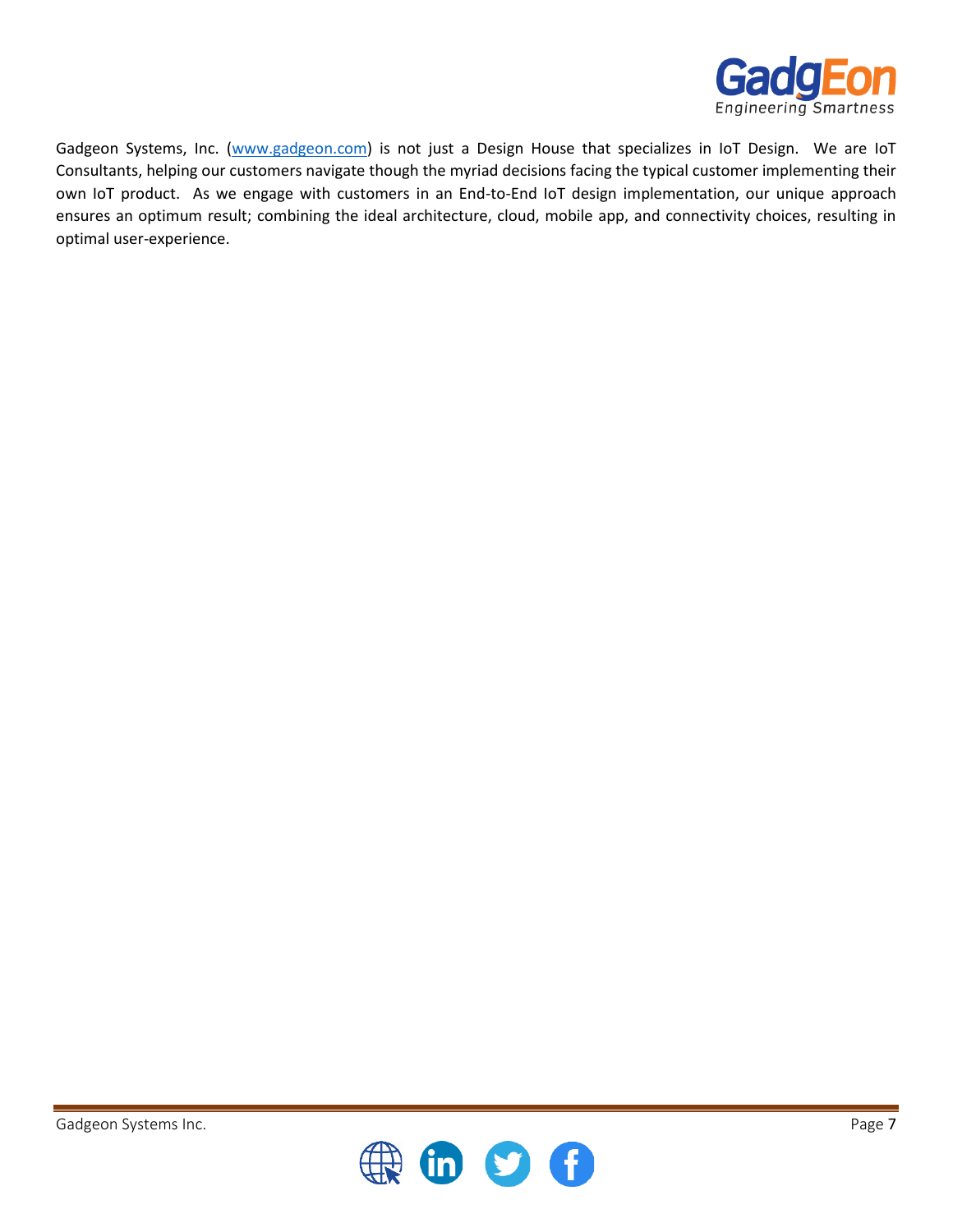Gadgeon Systems, Inc. (www.gadgeon.com) is not just a Design House that specializes in IoT Design. We are IoT Consultants, helping our customers navigate though the myriad decisions facing the typical customer implementing their own IoT product. As we engage with customers in an End-to-End IoT design implementation, our unique approach ensures an optimum result; combining the ideal architecture, cloud, mobile app, and connectivity choices, resulting in optimal user-experience.